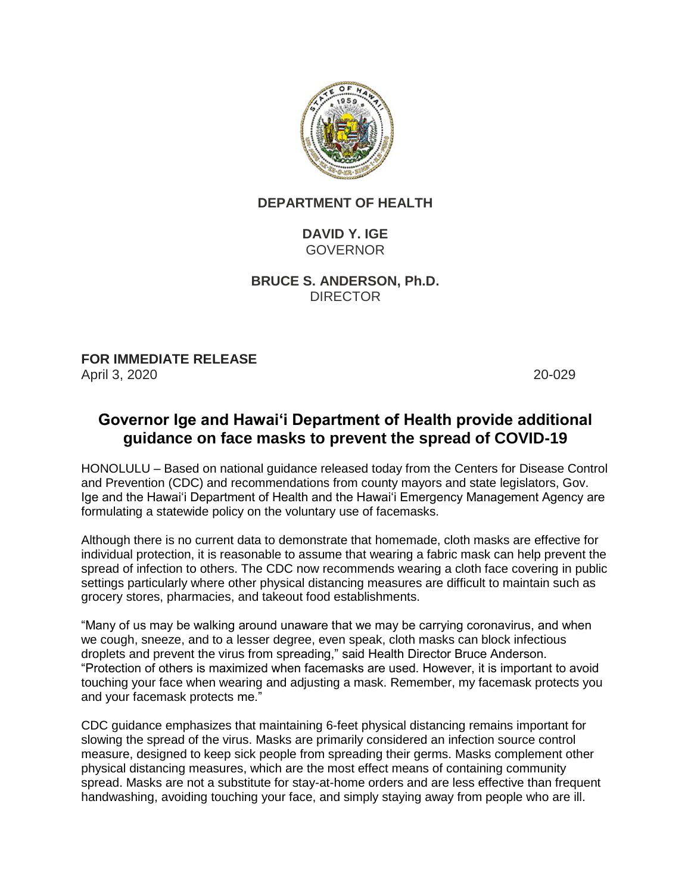**DEPARTMENT OF HEALTH**

**DAVID Y. IGE**
GOVERNOR

**BRUCE S. ANDERSON, Ph.D.**
DIRECTOR

**FOR IMMEDIATE RELEASE**
April 3, 2020

20-029

# Governor Ige and Hawai'i Department of Health provide additional guidance on face masks to prevent the spread of COVID-19

HONOLULU – Based on national guidance released today from the Centers for Disease Control and Prevention (CDC) and recommendations from county mayors and state legislators, Gov. Ige and the Hawai'i Department of Health and the Hawai'i Emergency Management Agency are formulating a statewide policy on the voluntary use of facemasks.

Although there is no current data to demonstrate that homemade, cloth masks are effective for individual protection, it is reasonable to assume that wearing a fabric mask can help prevent the spread of infection to others. The CDC now recommends wearing a cloth face covering in public settings particularly where other physical distancing measures are difficult to maintain such as grocery stores, pharmacies, and takeout food establishments.

"Many of us may be walking around unaware that we may be carrying coronavirus, and when we cough, sneeze, and to a lesser degree, even speak, cloth masks can block infectious droplets and prevent the virus from spreading," said Health Director Bruce Anderson. "Protection of others is maximized when facemasks are used. However, it is important to avoid touching your face when wearing and adjusting a mask. Remember, my facemask protects you and your facemask protects me."

CDC guidance emphasizes that maintaining 6-feet physical distancing remains important for slowing the spread of the virus. Masks are primarily considered an infection source control measure, designed to keep sick people from spreading their germs. Masks complement other physical distancing measures, which are the most effect means of containing community spread. Masks are not a substitute for stay-at-home orders and are less effective than frequent handwashing, avoiding touching your face, and simply staying away from people who are ill.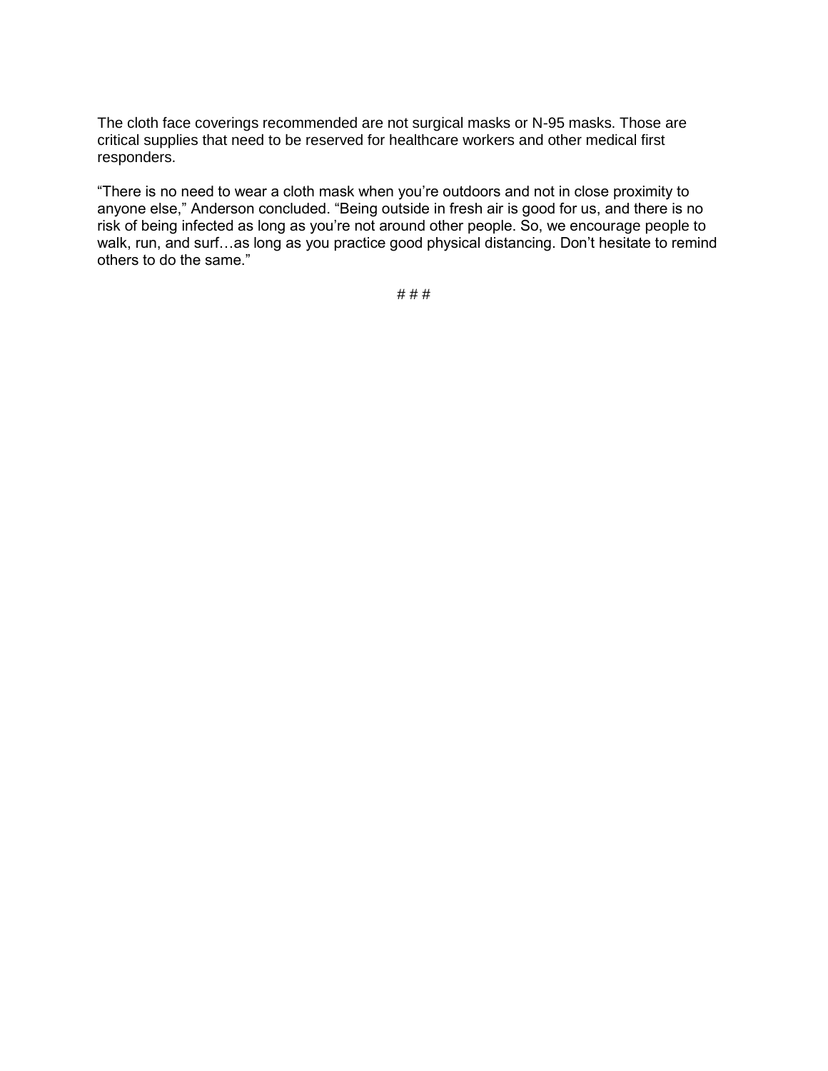The cloth face coverings recommended are not surgical masks or N-95 masks. Those are critical supplies that need to be reserved for healthcare workers and other medical first responders.

“There is no need to wear a cloth mask when you’re outdoors and not in close proximity to anyone else,” Anderson concluded. “Being outside in fresh air is good for us, and there is no risk of being infected as long as you’re not around other people. So, we encourage people to walk, run, and surf…as long as you practice good physical distancing. Don’t hesitate to remind others to do the same.”

# # #